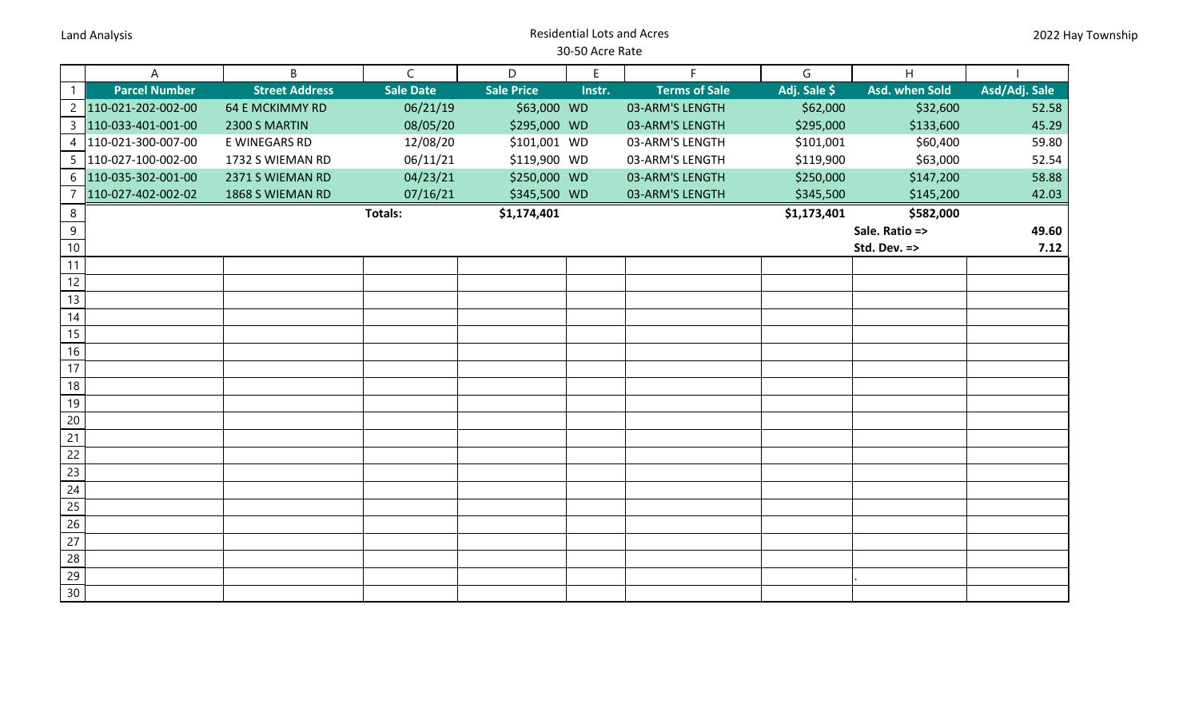Land Analysis

# Residential Lots and Acres

## 30-50 Acre Rate

2022 Hay Township

| Parcel Number | Street Address | Sale Date | Sale Price | Instr. | Terms of Sale | Adj. Sale $ | Asd. when Sold | Asd/Adj. Sale |
|---|---|---|---|---|---|---|---|---|
| 110-021-202-002-00 | 64 E MCKIMMY RD | 06/21/19 | $63,000 | WD | 03-ARM'S LENGTH | $62,000 | $32,600 | 52.58 |
| 110-033-401-001-00 | 2300 S MARTIN | 08/05/20 | $295,000 | WD | 03-ARM'S LENGTH | $295,000 | $133,600 | 45.29 |
| 110-021-300-007-00 | E WINEGARS RD | 12/08/20 | $101,001 | WD | 03-ARM'S LENGTH | $101,001 | $60,400 | 59.80 |
| 110-027-100-002-00 | 1732 S WIEMAN RD | 06/11/21 | $119,900 | WD | 03-ARM'S LENGTH | $119,900 | $63,000 | 52.54 |
| 110-035-302-001-00 | 2371 S WIEMAN RD | 04/23/21 | $250,000 | WD | 03-ARM'S LENGTH | $250,000 | $147,200 | 58.88 |
| 110-027-402-002-02 | 1868 S WIEMAN RD | 07/16/21 | $345,500 | WD | 03-ARM'S LENGTH | $345,500 | $145,200 | 42.03 |
| | | **Totals:** | **$1,174,401** | | | **$1,173,401** | **$582,000** | |
| | | | | | | | **Sale. Ratio =>** | **49.60** |
| | | | | | | | **Std. Dev. =>** | **7.12** |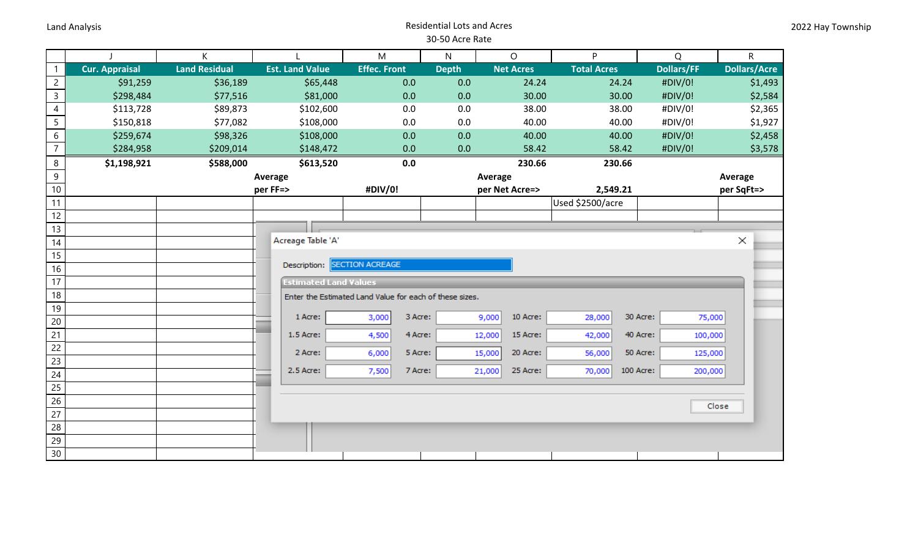Land Analysis — Residential Lots and Acres — 30-50 Acre Rate — 2022 Hay Township

| | J | K | L | M | N | O | P | Q | R |
|---|---|---|---|---|---|---|---|---|---|
| 1 | **Cur. Appraisal** | **Land Residual** | **Est. Land Value** | **Effec. Front** | **Depth** | **Net Acres** | **Total Acres** | **Dollars/FF** | **Dollars/Acre** |
| 2 | $91,259 | $36,189 | $65,448 | 0.0 | 0.0 | 24.24 | 24.24 | #DIV/0! | $1,493 |
| 3 | $298,484 | $77,516 | $81,000 | 0.0 | 0.0 | 30.00 | 30.00 | #DIV/0! | $2,584 |
| 4 | $113,728 | $89,873 | $102,600 | 0.0 | 0.0 | 38.00 | 38.00 | #DIV/0! | $2,365 |
| 5 | $150,818 | $77,082 | $108,000 | 0.0 | 0.0 | 40.00 | 40.00 | #DIV/0! | $1,927 |
| 6 | $259,674 | $98,326 | $108,000 | 0.0 | 0.0 | 40.00 | 40.00 | #DIV/0! | $2,458 |
| 7 | $284,958 | $209,014 | $148,472 | 0.0 | 0.0 | 58.42 | 58.42 | #DIV/0! | $3,578 |
| 8 | **$1,198,921** | **$588,000** | **$613,520** | **0.0** | | **230.66** | **230.66** | | |
| 9 | | | **Average** | | | **Average** | | | **Average** |
| 10 | | | **per FF=>** | **#DIV/0!** | | **per Net Acre=>** | **2,549.21** | | **per SqFt=>** |
| 11 | | | | | | | Used $2500/acre | | |

Acreage Table 'A'

Description: SECTION ACREAGE

**Estimated Land Values**

Enter the Estimated Land Value for each of these sizes.

| Size | Value | Size | Value | Size | Value | Size | Value |
|---|---|---|---|---|---|---|---|
| 1 Acre: | 3,000 | 3 Acre: | 9,000 | 10 Acre: | 28,000 | 30 Acre: | 75,000 |
| 1.5 Acre: | 4,500 | 4 Acre: | 12,000 | 15 Acre: | 42,000 | 40 Acre: | 100,000 |
| 2 Acre: | 6,000 | 5 Acre: | 15,000 | 20 Acre: | 56,000 | 50 Acre: | 125,000 |
| 2.5 Acre: | 7,500 | 7 Acre: | 21,000 | 25 Acre: | 70,000 | 100 Acre: | 200,000 |

Close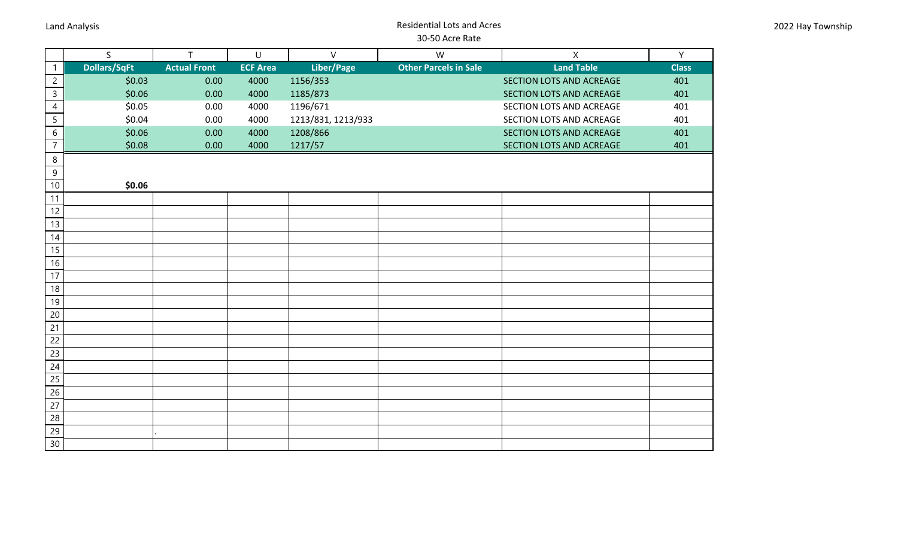Land Analysis

Residential Lots and Acres
30-50 Acre Rate

2022 Hay Township

| | S | T | U | V | W | X | Y |
|---|---|---|---|---|---|---|---|
| 1 | Dollars/SqFt | Actual Front | ECF Area | Liber/Page | Other Parcels in Sale | Land Table | Class |
| 2 | $0.03 | 0.00 | 4000 | 1156/353 | | SECTION LOTS AND ACREAGE | 401 |
| 3 | $0.06 | 0.00 | 4000 | 1185/873 | | SECTION LOTS AND ACREAGE | 401 |
| 4 | $0.05 | 0.00 | 4000 | 1196/671 | | SECTION LOTS AND ACREAGE | 401 |
| 5 | $0.04 | 0.00 | 4000 | 1213/831, 1213/933 | | SECTION LOTS AND ACREAGE | 401 |
| 6 | $0.06 | 0.00 | 4000 | 1208/866 | | SECTION LOTS AND ACREAGE | 401 |
| 7 | $0.08 | 0.00 | 4000 | 1217/57 | | SECTION LOTS AND ACREAGE | 401 |
| 8 | | | | | | | |
| 9 | | | | | | | |
| 10 | **$0.06** | | | | | | |
| 11 | | | | | | | |
| 12 | | | | | | | |
| 13 | | | | | | | |
| 14 | | | | | | | |
| 15 | | | | | | | |
| 16 | | | | | | | |
| 17 | | | | | | | |
| 18 | | | | | | | |
| 19 | | | | | | | |
| 20 | | | | | | | |
| 21 | | | | | | | |
| 22 | | | | | | | |
| 23 | | | | | | | |
| 24 | | | | | | | |
| 25 | | | | | | | |
| 26 | | | | | | | |
| 27 | | | | | | | |
| 28 | | | | | | | |
| 29 | | . | | | | | |
| 30 | | | | | | | |